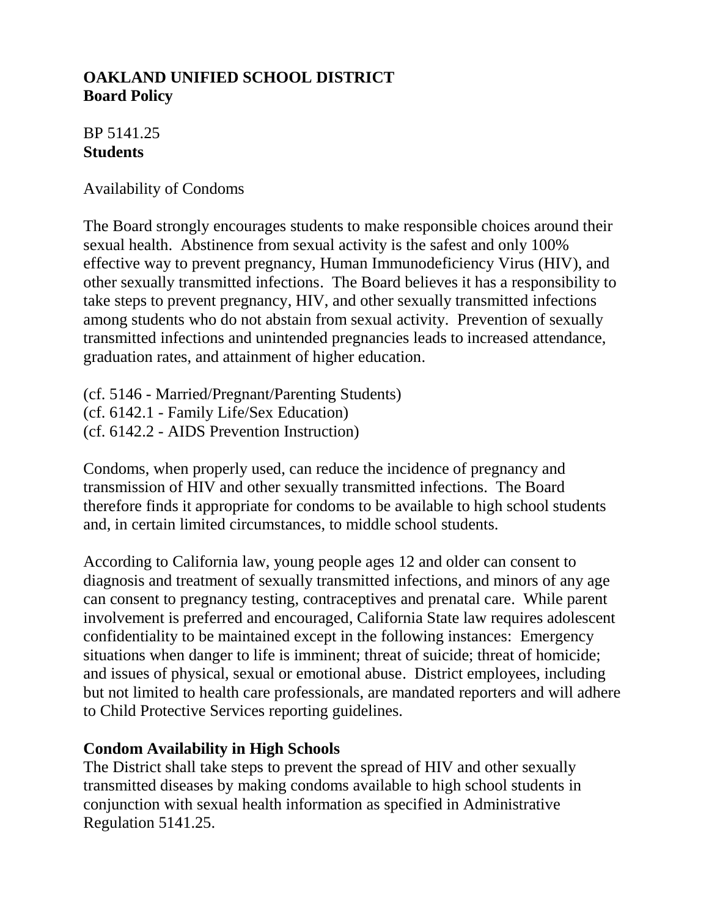**OAKLAND UNIFIED SCHOOL DISTRICT**
**Board Policy**

BP 5141.25
**Students**

Availability of Condoms

The Board strongly encourages students to make responsible choices around their sexual health. Abstinence from sexual activity is the safest and only 100% effective way to prevent pregnancy, Human Immunodeficiency Virus (HIV), and other sexually transmitted infections. The Board believes it has a responsibility to take steps to prevent pregnancy, HIV, and other sexually transmitted infections among students who do not abstain from sexual activity. Prevention of sexually transmitted infections and unintended pregnancies leads to increased attendance, graduation rates, and attainment of higher education.

(cf. 5146 - Married/Pregnant/Parenting Students)
(cf. 6142.1 - Family Life/Sex Education)
(cf. 6142.2 - AIDS Prevention Instruction)

Condoms, when properly used, can reduce the incidence of pregnancy and transmission of HIV and other sexually transmitted infections. The Board therefore finds it appropriate for condoms to be available to high school students and, in certain limited circumstances, to middle school students.

According to California law, young people ages 12 and older can consent to diagnosis and treatment of sexually transmitted infections, and minors of any age can consent to pregnancy testing, contraceptives and prenatal care. While parent involvement is preferred and encouraged, California State law requires adolescent confidentiality to be maintained except in the following instances: Emergency situations when danger to life is imminent; threat of suicide; threat of homicide; and issues of physical, sexual or emotional abuse. District employees, including but not limited to health care professionals, are mandated reporters and will adhere to Child Protective Services reporting guidelines.

**Condom Availability in High Schools**
The District shall take steps to prevent the spread of HIV and other sexually transmitted diseases by making condoms available to high school students in conjunction with sexual health information as specified in Administrative Regulation 5141.25.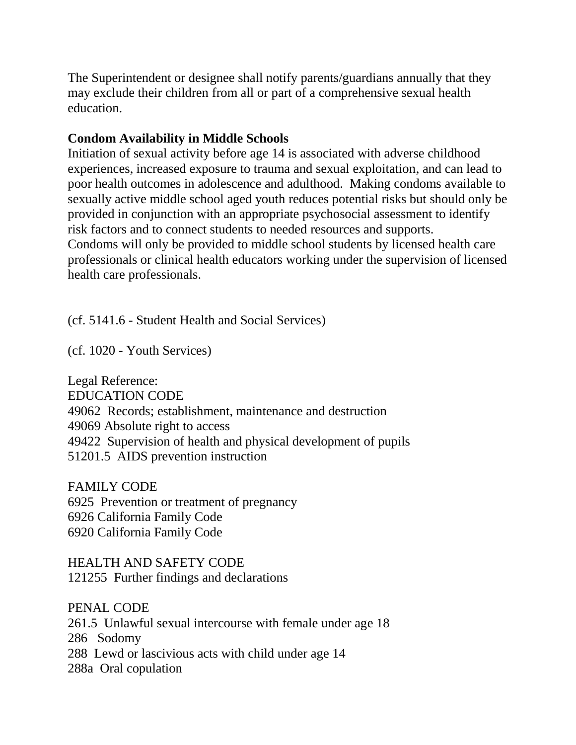The Superintendent or designee shall notify parents/guardians annually that they may exclude their children from all or part of a comprehensive sexual health education.

**Condom Availability in Middle Schools**

Initiation of sexual activity before age 14 is associated with adverse childhood experiences, increased exposure to trauma and sexual exploitation, and can lead to poor health outcomes in adolescence and adulthood. Making condoms available to sexually active middle school aged youth reduces potential risks but should only be provided in conjunction with an appropriate psychosocial assessment to identify risk factors and to connect students to needed resources and supports.
Condoms will only be provided to middle school students by licensed health care professionals or clinical health educators working under the supervision of licensed health care professionals.

(cf. 5141.6 - Student Health and Social Services)

(cf. 1020 - Youth Services)

Legal Reference:
EDUCATION CODE
49062 Records; establishment, maintenance and destruction
49069 Absolute right to access
49422 Supervision of health and physical development of pupils
51201.5 AIDS prevention instruction

FAMILY CODE
6925 Prevention or treatment of pregnancy
6926 California Family Code
6920 California Family Code

HEALTH AND SAFETY CODE
121255 Further findings and declarations

PENAL CODE
261.5 Unlawful sexual intercourse with female under age 18
286 Sodomy
288 Lewd or lascivious acts with child under age 14
288a Oral copulation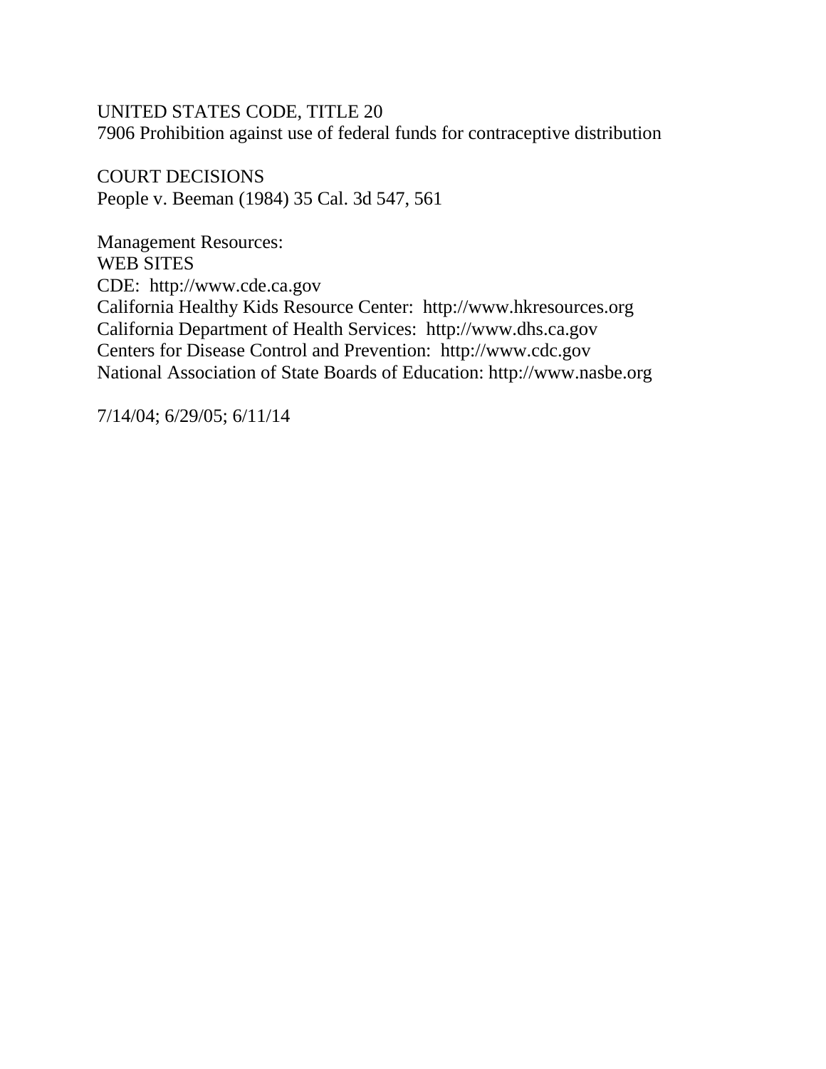UNITED STATES CODE, TITLE 20
7906 Prohibition against use of federal funds for contraceptive distribution

COURT DECISIONS
People v. Beeman (1984) 35 Cal. 3d 547, 561

Management Resources:
WEB SITES
CDE: http://www.cde.ca.gov
California Healthy Kids Resource Center: http://www.hkresources.org
California Department of Health Services: http://www.dhs.ca.gov
Centers for Disease Control and Prevention: http://www.cdc.gov
National Association of State Boards of Education: http://www.nasbe.org

7/14/04; 6/29/05; 6/11/14